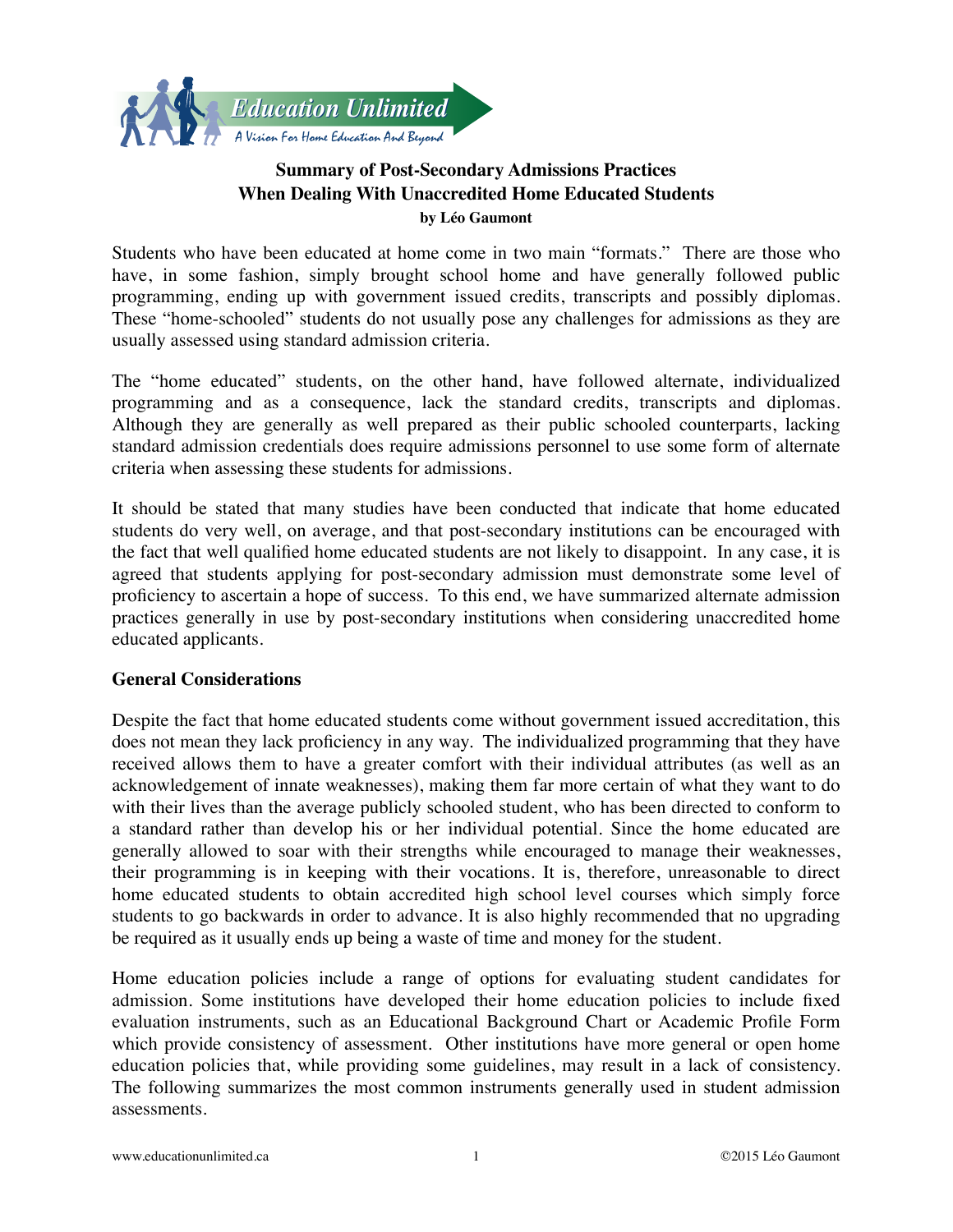Education Unlimited
A Vision For Home Education And Beyond

# Summary of Post-Secondary Admissions Practices When Dealing With Unaccredited Home Educated Students

**by Léo Gaumont**

Students who have been educated at home come in two main "formats." There are those who have, in some fashion, simply brought school home and have generally followed public programming, ending up with government issued credits, transcripts and possibly diplomas. These "home-schooled" students do not usually pose any challenges for admissions as they are usually assessed using standard admission criteria.

The "home educated" students, on the other hand, have followed alternate, individualized programming and as a consequence, lack the standard credits, transcripts and diplomas. Although they are generally as well prepared as their public schooled counterparts, lacking standard admission credentials does require admissions personnel to use some form of alternate criteria when assessing these students for admissions.

It should be stated that many studies have been conducted that indicate that home educated students do very well, on average, and that post-secondary institutions can be encouraged with the fact that well qualified home educated students are not likely to disappoint. In any case, it is agreed that students applying for post-secondary admission must demonstrate some level of proficiency to ascertain a hope of success. To this end, we have summarized alternate admission practices generally in use by post-secondary institutions when considering unaccredited home educated applicants.

## General Considerations

Despite the fact that home educated students come without government issued accreditation, this does not mean they lack proficiency in any way. The individualized programming that they have received allows them to have a greater comfort with their individual attributes (as well as an acknowledgement of innate weaknesses), making them far more certain of what they want to do with their lives than the average publicly schooled student, who has been directed to conform to a standard rather than develop his or her individual potential. Since the home educated are generally allowed to soar with their strengths while encouraged to manage their weaknesses, their programming is in keeping with their vocations. It is, therefore, unreasonable to direct home educated students to obtain accredited high school level courses which simply force students to go backwards in order to advance. It is also highly recommended that no upgrading be required as it usually ends up being a waste of time and money for the student.

Home education policies include a range of options for evaluating student candidates for admission. Some institutions have developed their home education policies to include fixed evaluation instruments, such as an Educational Background Chart or Academic Profile Form which provide consistency of assessment. Other institutions have more general or open home education policies that, while providing some guidelines, may result in a lack of consistency. The following summarizes the most common instruments generally used in student admission assessments.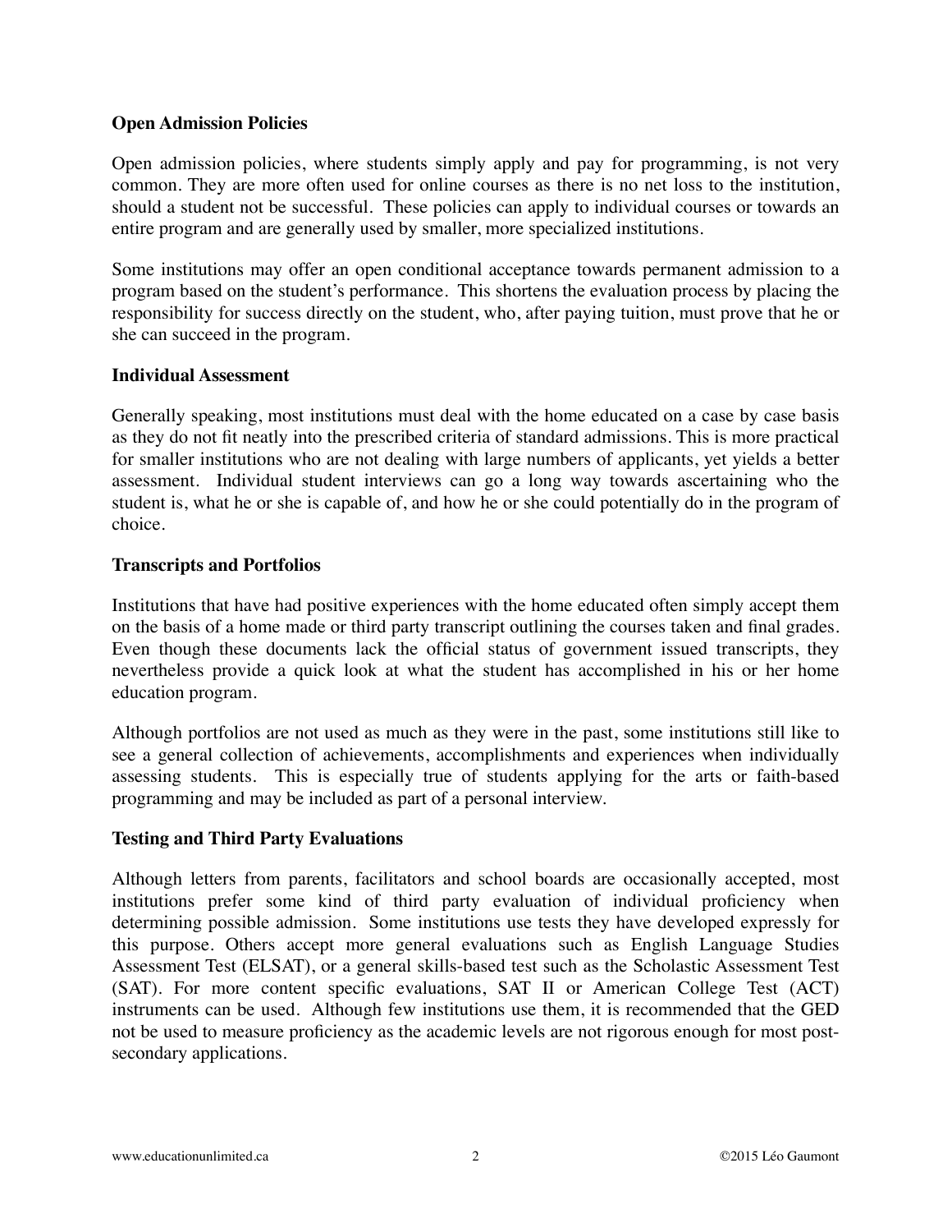**Open Admission Policies**

Open admission policies, where students simply apply and pay for programming, is not very common. They are more often used for online courses as there is no net loss to the institution, should a student not be successful. These policies can apply to individual courses or towards an entire program and are generally used by smaller, more specialized institutions.

Some institutions may offer an open conditional acceptance towards permanent admission to a program based on the student's performance. This shortens the evaluation process by placing the responsibility for success directly on the student, who, after paying tuition, must prove that he or she can succeed in the program.

**Individual Assessment**

Generally speaking, most institutions must deal with the home educated on a case by case basis as they do not fit neatly into the prescribed criteria of standard admissions. This is more practical for smaller institutions who are not dealing with large numbers of applicants, yet yields a better assessment. Individual student interviews can go a long way towards ascertaining who the student is, what he or she is capable of, and how he or she could potentially do in the program of choice.

**Transcripts and Portfolios**

Institutions that have had positive experiences with the home educated often simply accept them on the basis of a home made or third party transcript outlining the courses taken and final grades. Even though these documents lack the official status of government issued transcripts, they nevertheless provide a quick look at what the student has accomplished in his or her home education program.

Although portfolios are not used as much as they were in the past, some institutions still like to see a general collection of achievements, accomplishments and experiences when individually assessing students. This is especially true of students applying for the arts or faith-based programming and may be included as part of a personal interview.

**Testing and Third Party Evaluations**

Although letters from parents, facilitators and school boards are occasionally accepted, most institutions prefer some kind of third party evaluation of individual proficiency when determining possible admission. Some institutions use tests they have developed expressly for this purpose. Others accept more general evaluations such as English Language Studies Assessment Test (ELSAT), or a general skills-based test such as the Scholastic Assessment Test (SAT). For more content specific evaluations, SAT II or American College Test (ACT) instruments can be used. Although few institutions use them, it is recommended that the GED not be used to measure proficiency as the academic levels are not rigorous enough for most post-secondary applications.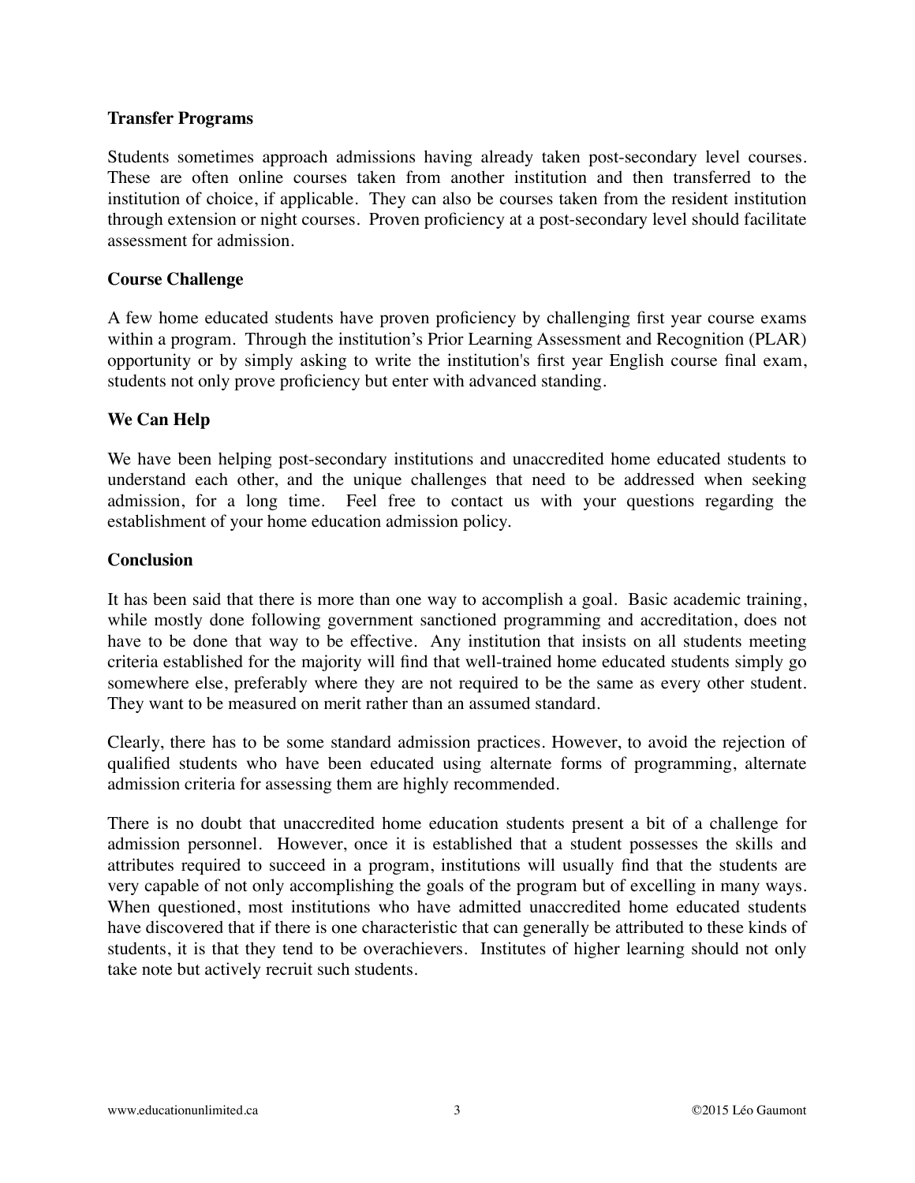## Transfer Programs

Students sometimes approach admissions having already taken post-secondary level courses. These are often online courses taken from another institution and then transferred to the institution of choice, if applicable. They can also be courses taken from the resident institution through extension or night courses. Proven proficiency at a post-secondary level should facilitate assessment for admission.

## Course Challenge

A few home educated students have proven proficiency by challenging first year course exams within a program. Through the institution's Prior Learning Assessment and Recognition (PLAR) opportunity or by simply asking to write the institution's first year English course final exam, students not only prove proficiency but enter with advanced standing.

## We Can Help

We have been helping post-secondary institutions and unaccredited home educated students to understand each other, and the unique challenges that need to be addressed when seeking admission, for a long time. Feel free to contact us with your questions regarding the establishment of your home education admission policy.

## Conclusion

It has been said that there is more than one way to accomplish a goal. Basic academic training, while mostly done following government sanctioned programming and accreditation, does not have to be done that way to be effective. Any institution that insists on all students meeting criteria established for the majority will find that well-trained home educated students simply go somewhere else, preferably where they are not required to be the same as every other student. They want to be measured on merit rather than an assumed standard.

Clearly, there has to be some standard admission practices. However, to avoid the rejection of qualified students who have been educated using alternate forms of programming, alternate admission criteria for assessing them are highly recommended.

There is no doubt that unaccredited home education students present a bit of a challenge for admission personnel. However, once it is established that a student possesses the skills and attributes required to succeed in a program, institutions will usually find that the students are very capable of not only accomplishing the goals of the program but of excelling in many ways. When questioned, most institutions who have admitted unaccredited home educated students have discovered that if there is one characteristic that can generally be attributed to these kinds of students, it is that they tend to be overachievers. Institutes of higher learning should not only take note but actively recruit such students.